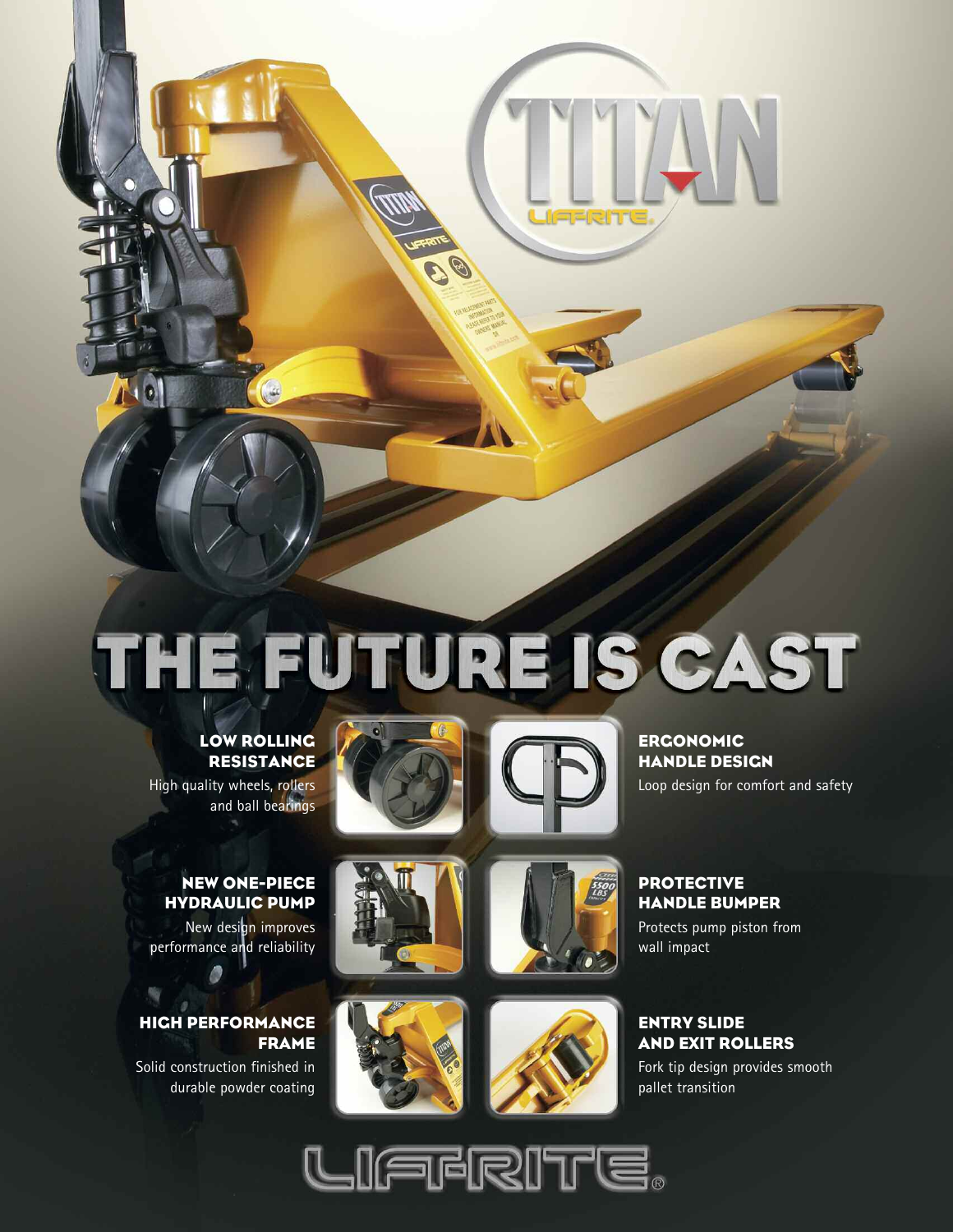# TITAN

LIFTRITE

# THE FUTURE IS CAST

## LOW ROLLING RESISTANCE

High quality wheels, rollers and ball bearings

## ERGONOMIC HANDLE DESIGN

Loop design for comfort and safety

## NEW ONE-PIECE HYDRAULIC PUMP

New design improves performance and reliability

## PROTECTIVE HANDLE BUMPER

Protects pump piston from wall impact

## HIGH PERFORMANCE FRAME

Solid construction finished in durable powder coating

## ENTRY SLIDE AND EXIT ROLLERS

Fork tip design provides smooth pallet transition

LIFTRITE®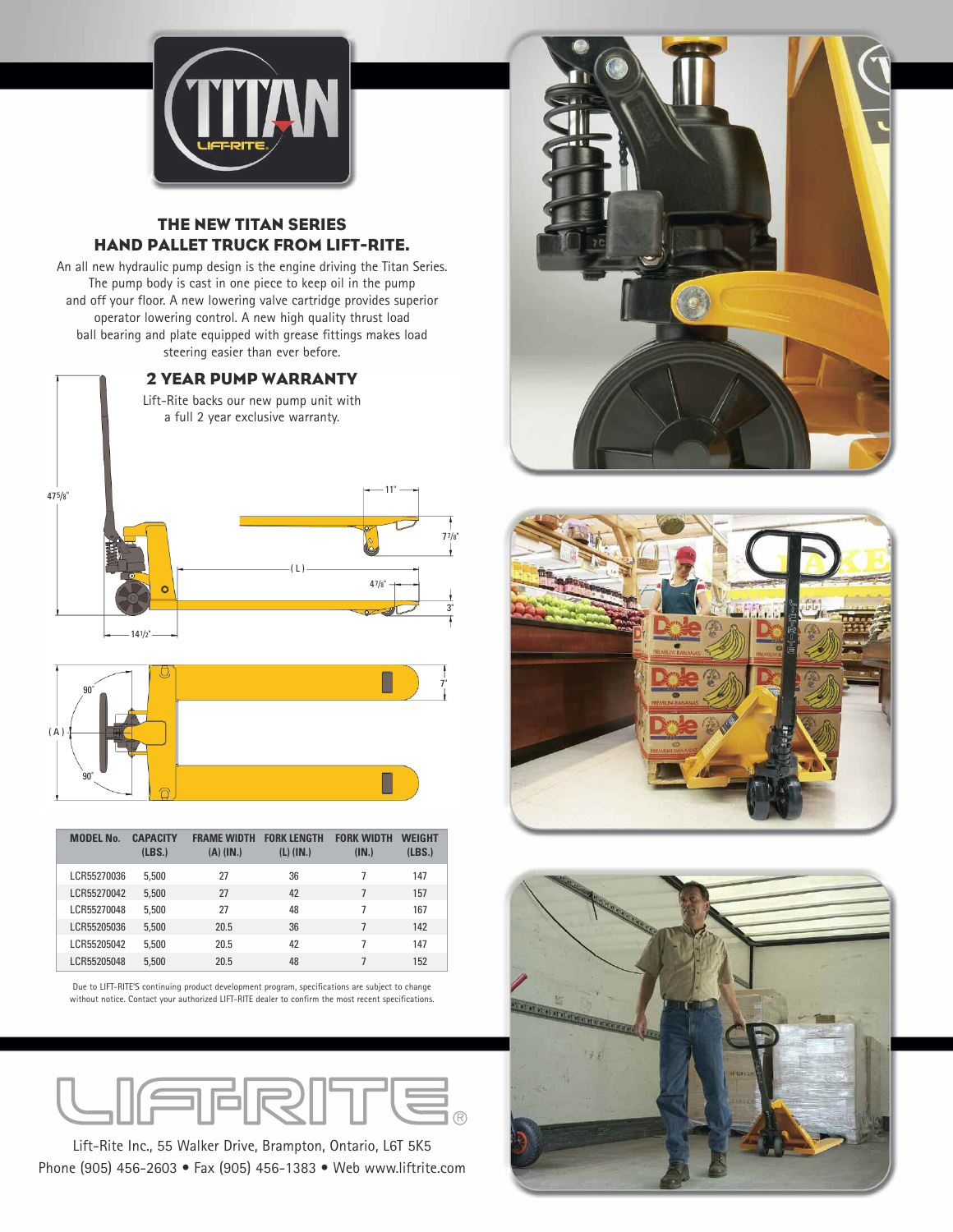## THE NEW TITAN SERIES HAND PALLET TRUCK FROM LIFT-RITE.

An all new hydraulic pump design is the engine driving the Titan Series. The pump body is cast in one piece to keep oil in the pump and off your floor. A new lowering valve cartridge provides superior operator lowering control. A new high quality thrust load ball bearing and plate equipped with grease fittings makes load steering easier than ever before.

## 2 YEAR PUMP WARRANTY

Lift-Rite backs our new pump unit with a full 2 year exclusive warranty.

47 5/8"
11"
7 7/8"
( L )
4 7/8"
3"
14 1/2"
90°
( A )
90°
7"

| MODEL No. | CAPACITY (LBS.) | FRAME WIDTH (A) (IN.) | FORK LENGTH (L) (IN.) | FORK WIDTH (IN.) | WEIGHT (LBS.) |
|---|---|---|---|---|---|
| LCR55270036 | 5,500 | 27 | 36 | 7 | 147 |
| LCR55270042 | 5,500 | 27 | 42 | 7 | 157 |
| LCR55270048 | 5,500 | 27 | 48 | 7 | 167 |
| LCR55205036 | 5,500 | 20.5 | 36 | 7 | 142 |
| LCR55205042 | 5,500 | 20.5 | 42 | 7 | 147 |
| LCR55205048 | 5,500 | 20.5 | 48 | 7 | 152 |

Due to LIFT-RITE'S continuing product development program, specifications are subject to change without notice. Contact your authorized LIFT-RITE dealer to confirm the most recent specifications.

Lift-Rite Inc., 55 Walker Drive, Brampton, Ontario, L6T 5K5
Phone (905) 456-2603 • Fax (905) 456-1383 • Web www.liftrite.com